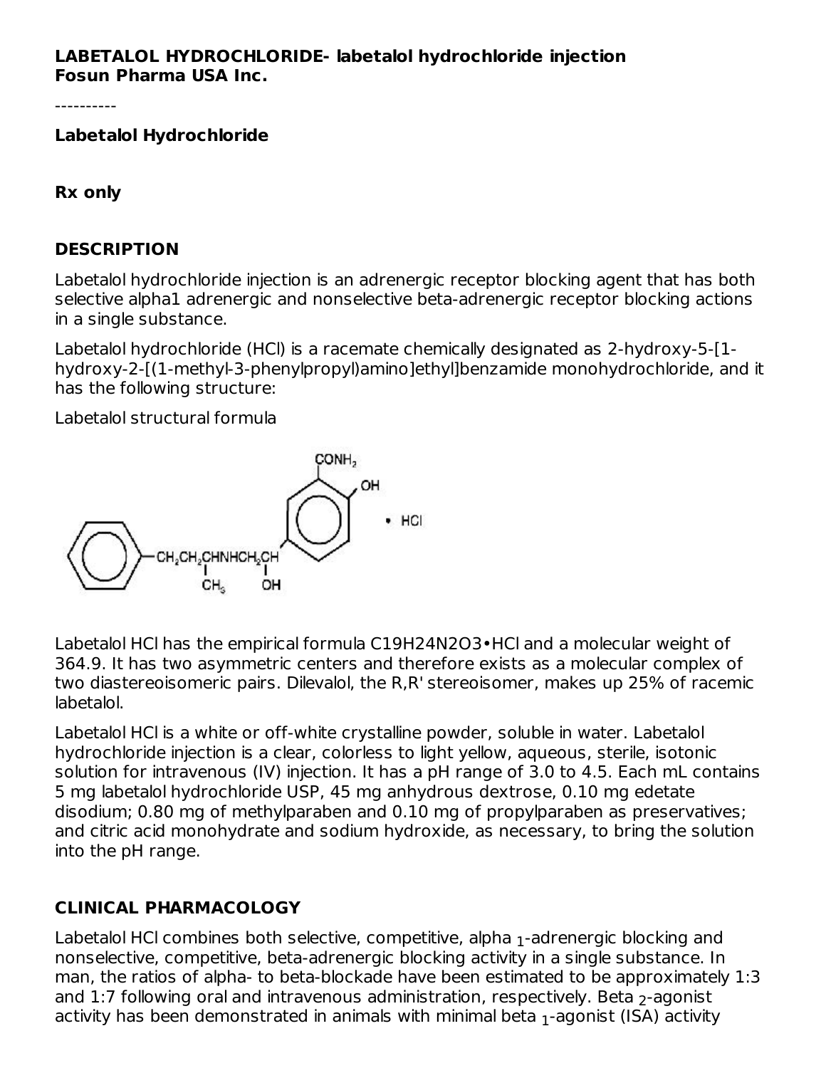**LABETALOL HYDROCHLORIDE- labetalol hydrochloride injection**
**Fosun Pharma USA Inc.**

----------

**Labetalol Hydrochloride**

**Rx only**

## DESCRIPTION

Labetalol hydrochloride injection is an adrenergic receptor blocking agent that has both selective alpha1 adrenergic and nonselective beta-adrenergic receptor blocking actions in a single substance.

Labetalol hydrochloride (HCl) is a racemate chemically designated as 2-hydroxy-5-[1-hydroxy-2-[(1-methyl-3-phenylpropyl)amino]ethyl]benzamide monohydrochloride, and it has the following structure:

Labetalol structural formula

Labetalol HCl has the empirical formula $C_{19}H_{24}N_2O_3$•HCl and a molecular weight of 364.9. It has two asymmetric centers and therefore exists as a molecular complex of two diastereoisomeric pairs. Dilevalol, the R,R' stereoisomer, makes up 25% of racemic labetalol.

Labetalol HCl is a white or off-white crystalline powder, soluble in water. Labetalol hydrochloride injection is a clear, colorless to light yellow, aqueous, sterile, isotonic solution for intravenous (IV) injection. It has a pH range of 3.0 to 4.5. Each mL contains 5 mg labetalol hydrochloride USP, 45 mg anhydrous dextrose, 0.10 mg edetate disodium; 0.80 mg of methylparaben and 0.10 mg of propylparaben as preservatives; and citric acid monohydrate and sodium hydroxide, as necessary, to bring the solution into the pH range.

## CLINICAL PHARMACOLOGY

Labetalol HCl combines both selective, competitive, alpha $_1$-adrenergic blocking and nonselective, competitive, beta-adrenergic blocking activity in a single substance. In man, the ratios of alpha- to beta-blockade have been estimated to be approximately 1:3 and 1:7 following oral and intravenous administration, respectively. Beta $_2$-agonist activity has been demonstrated in animals with minimal beta $_1$-agonist (ISA) activity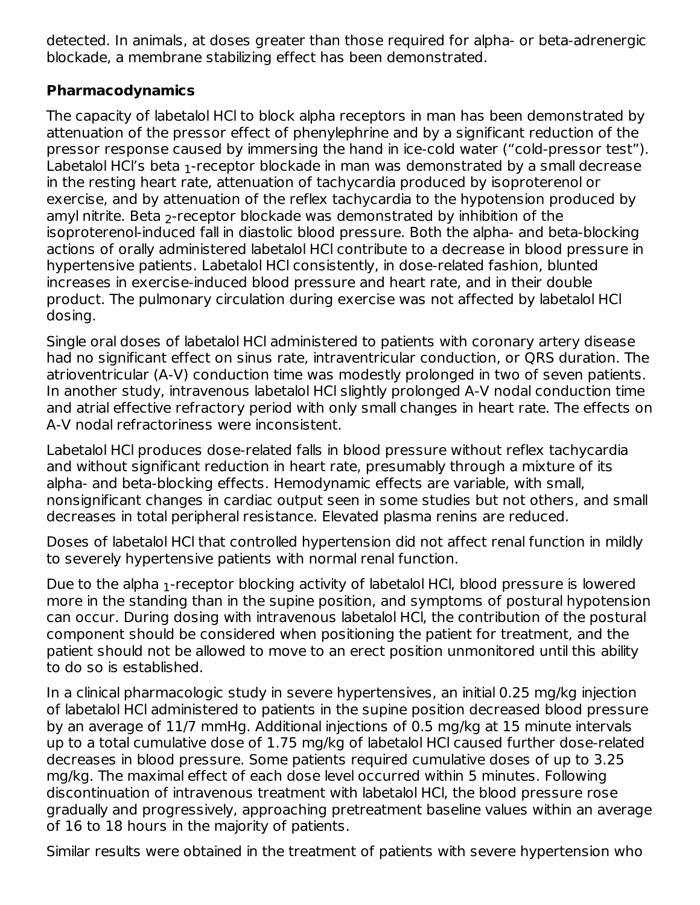detected. In animals, at doses greater than those required for alpha- or beta-adrenergic blockade, a membrane stabilizing effect has been demonstrated.

**Pharmacodynamics**

The capacity of labetalol HCl to block alpha receptors in man has been demonstrated by attenuation of the pressor effect of phenylephrine and by a significant reduction of the pressor response caused by immersing the hand in ice-cold water ("cold-pressor test"). Labetalol HCl's beta $_1$-receptor blockade in man was demonstrated by a small decrease in the resting heart rate, attenuation of tachycardia produced by isoproterenol or exercise, and by attenuation of the reflex tachycardia to the hypotension produced by amyl nitrite. Beta $_2$-receptor blockade was demonstrated by inhibition of the isoproterenol-induced fall in diastolic blood pressure. Both the alpha- and beta-blocking actions of orally administered labetalol HCl contribute to a decrease in blood pressure in hypertensive patients. Labetalol HCl consistently, in dose-related fashion, blunted increases in exercise-induced blood pressure and heart rate, and in their double product. The pulmonary circulation during exercise was not affected by labetalol HCl dosing.

Single oral doses of labetalol HCl administered to patients with coronary artery disease had no significant effect on sinus rate, intraventricular conduction, or QRS duration. The atrioventricular (A-V) conduction time was modestly prolonged in two of seven patients. In another study, intravenous labetalol HCl slightly prolonged A-V nodal conduction time and atrial effective refractory period with only small changes in heart rate. The effects on A-V nodal refractoriness were inconsistent.

Labetalol HCl produces dose-related falls in blood pressure without reflex tachycardia and without significant reduction in heart rate, presumably through a mixture of its alpha- and beta-blocking effects. Hemodynamic effects are variable, with small, nonsignificant changes in cardiac output seen in some studies but not others, and small decreases in total peripheral resistance. Elevated plasma renins are reduced.

Doses of labetalol HCl that controlled hypertension did not affect renal function in mildly to severely hypertensive patients with normal renal function.

Due to the alpha $_1$-receptor blocking activity of labetalol HCl, blood pressure is lowered more in the standing than in the supine position, and symptoms of postural hypotension can occur. During dosing with intravenous labetalol HCl, the contribution of the postural component should be considered when positioning the patient for treatment, and the patient should not be allowed to move to an erect position unmonitored until this ability to do so is established.

In a clinical pharmacologic study in severe hypertensives, an initial 0.25 mg/kg injection of labetalol HCl administered to patients in the supine position decreased blood pressure by an average of 11/7 mmHg. Additional injections of 0.5 mg/kg at 15 minute intervals up to a total cumulative dose of 1.75 mg/kg of labetalol HCl caused further dose-related decreases in blood pressure. Some patients required cumulative doses of up to 3.25 mg/kg. The maximal effect of each dose level occurred within 5 minutes. Following discontinuation of intravenous treatment with labetalol HCl, the blood pressure rose gradually and progressively, approaching pretreatment baseline values within an average of 16 to 18 hours in the majority of patients.

Similar results were obtained in the treatment of patients with severe hypertension who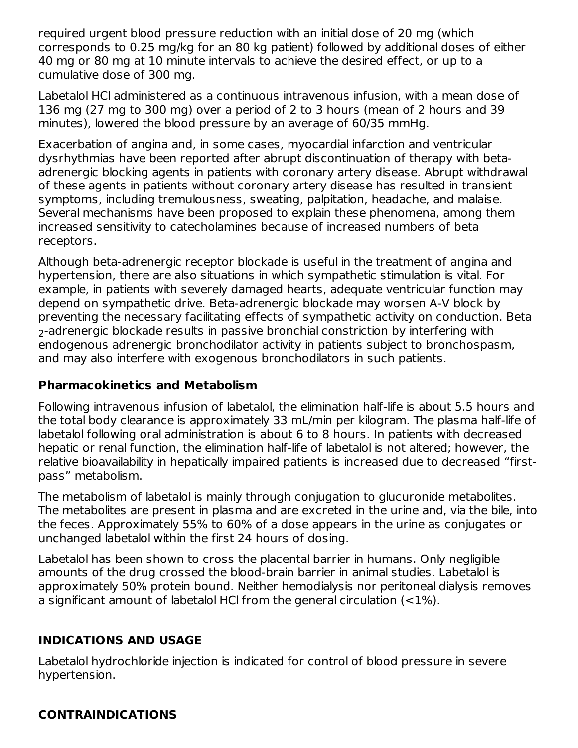required urgent blood pressure reduction with an initial dose of 20 mg (which corresponds to 0.25 mg/kg for an 80 kg patient) followed by additional doses of either 40 mg or 80 mg at 10 minute intervals to achieve the desired effect, or up to a cumulative dose of 300 mg.

Labetalol HCl administered as a continuous intravenous infusion, with a mean dose of 136 mg (27 mg to 300 mg) over a period of 2 to 3 hours (mean of 2 hours and 39 minutes), lowered the blood pressure by an average of 60/35 mmHg.

Exacerbation of angina and, in some cases, myocardial infarction and ventricular dysrhythmias have been reported after abrupt discontinuation of therapy with beta-adrenergic blocking agents in patients with coronary artery disease. Abrupt withdrawal of these agents in patients without coronary artery disease has resulted in transient symptoms, including tremulousness, sweating, palpitation, headache, and malaise. Several mechanisms have been proposed to explain these phenomena, among them increased sensitivity to catecholamines because of increased numbers of beta receptors.

Although beta-adrenergic receptor blockade is useful in the treatment of angina and hypertension, there are also situations in which sympathetic stimulation is vital. For example, in patients with severely damaged hearts, adequate ventricular function may depend on sympathetic drive. Beta-adrenergic blockade may worsen A-V block by preventing the necessary facilitating effects of sympathetic activity on conduction. Beta $_2$-adrenergic blockade results in passive bronchial constriction by interfering with endogenous adrenergic bronchodilator activity in patients subject to bronchospasm, and may also interfere with exogenous bronchodilators in such patients.

### Pharmacokinetics and Metabolism

Following intravenous infusion of labetalol, the elimination half-life is about 5.5 hours and the total body clearance is approximately 33 mL/min per kilogram. The plasma half-life of labetalol following oral administration is about 6 to 8 hours. In patients with decreased hepatic or renal function, the elimination half-life of labetalol is not altered; however, the relative bioavailability in hepatically impaired patients is increased due to decreased “first-pass” metabolism.

The metabolism of labetalol is mainly through conjugation to glucuronide metabolites. The metabolites are present in plasma and are excreted in the urine and, via the bile, into the feces. Approximately 55% to 60% of a dose appears in the urine as conjugates or unchanged labetalol within the first 24 hours of dosing.

Labetalol has been shown to cross the placental barrier in humans. Only negligible amounts of the drug crossed the blood-brain barrier in animal studies. Labetalol is approximately 50% protein bound. Neither hemodialysis nor peritoneal dialysis removes a significant amount of labetalol HCl from the general circulation (<1%).

## INDICATIONS AND USAGE

Labetalol hydrochloride injection is indicated for control of blood pressure in severe hypertension.

## CONTRAINDICATIONS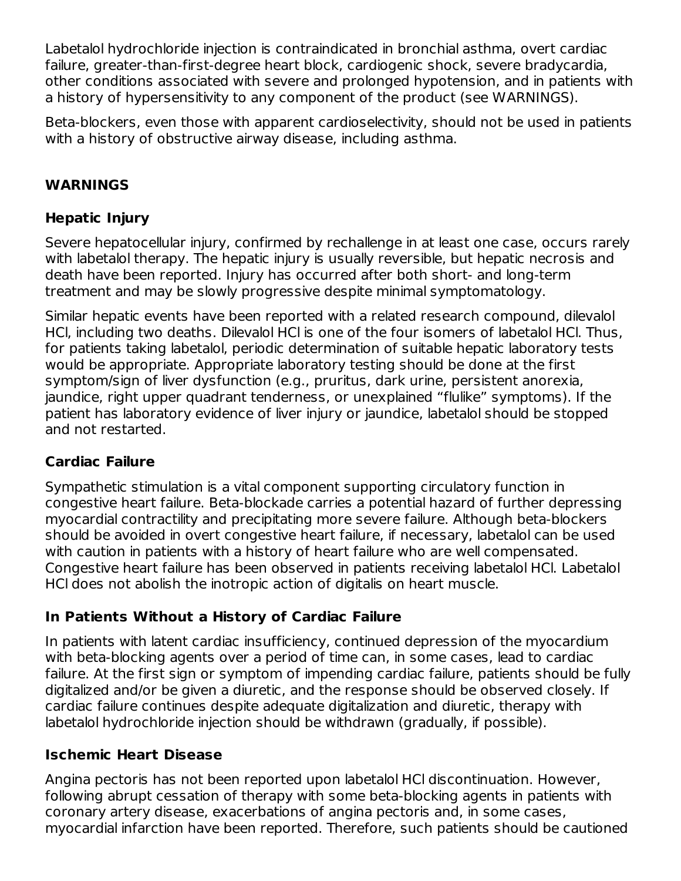Labetalol hydrochloride injection is contraindicated in bronchial asthma, overt cardiac failure, greater-than-first-degree heart block, cardiogenic shock, severe bradycardia, other conditions associated with severe and prolonged hypotension, and in patients with a history of hypersensitivity to any component of the product (see WARNINGS).

Beta-blockers, even those with apparent cardioselectivity, should not be used in patients with a history of obstructive airway disease, including asthma.

## WARNINGS

### Hepatic Injury

Severe hepatocellular injury, confirmed by rechallenge in at least one case, occurs rarely with labetalol therapy. The hepatic injury is usually reversible, but hepatic necrosis and death have been reported. Injury has occurred after both short- and long-term treatment and may be slowly progressive despite minimal symptomatology.

Similar hepatic events have been reported with a related research compound, dilevalol HCl, including two deaths. Dilevalol HCl is one of the four isomers of labetalol HCl. Thus, for patients taking labetalol, periodic determination of suitable hepatic laboratory tests would be appropriate. Appropriate laboratory testing should be done at the first symptom/sign of liver dysfunction (e.g., pruritus, dark urine, persistent anorexia, jaundice, right upper quadrant tenderness, or unexplained "flulike" symptoms). If the patient has laboratory evidence of liver injury or jaundice, labetalol should be stopped and not restarted.

### Cardiac Failure

Sympathetic stimulation is a vital component supporting circulatory function in congestive heart failure. Beta-blockade carries a potential hazard of further depressing myocardial contractility and precipitating more severe failure. Although beta-blockers should be avoided in overt congestive heart failure, if necessary, labetalol can be used with caution in patients with a history of heart failure who are well compensated. Congestive heart failure has been observed in patients receiving labetalol HCl. Labetalol HCl does not abolish the inotropic action of digitalis on heart muscle.

### In Patients Without a History of Cardiac Failure

In patients with latent cardiac insufficiency, continued depression of the myocardium with beta-blocking agents over a period of time can, in some cases, lead to cardiac failure. At the first sign or symptom of impending cardiac failure, patients should be fully digitalized and/or be given a diuretic, and the response should be observed closely. If cardiac failure continues despite adequate digitalization and diuretic, therapy with labetalol hydrochloride injection should be withdrawn (gradually, if possible).

### Ischemic Heart Disease

Angina pectoris has not been reported upon labetalol HCl discontinuation. However, following abrupt cessation of therapy with some beta-blocking agents in patients with coronary artery disease, exacerbations of angina pectoris and, in some cases, myocardial infarction have been reported. Therefore, such patients should be cautioned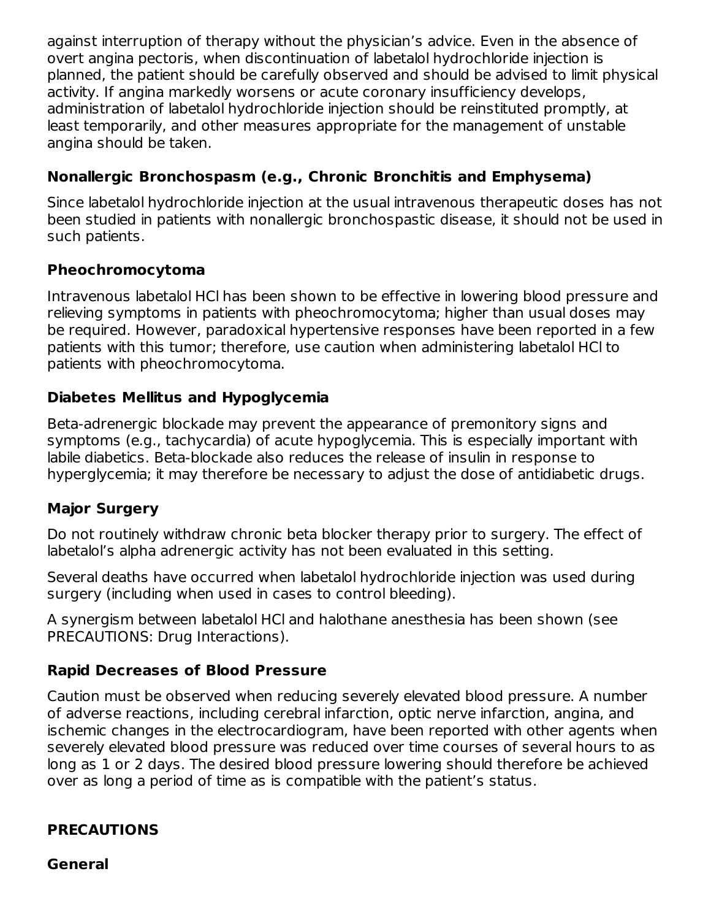against interruption of therapy without the physician's advice. Even in the absence of overt angina pectoris, when discontinuation of labetalol hydrochloride injection is planned, the patient should be carefully observed and should be advised to limit physical activity. If angina markedly worsens or acute coronary insufficiency develops, administration of labetalol hydrochloride injection should be reinstituted promptly, at least temporarily, and other measures appropriate for the management of unstable angina should be taken.

### Nonallergic Bronchospasm (e.g., Chronic Bronchitis and Emphysema)

Since labetalol hydrochloride injection at the usual intravenous therapeutic doses has not been studied in patients with nonallergic bronchospastic disease, it should not be used in such patients.

### Pheochromocytoma

Intravenous labetalol HCl has been shown to be effective in lowering blood pressure and relieving symptoms in patients with pheochromocytoma; higher than usual doses may be required. However, paradoxical hypertensive responses have been reported in a few patients with this tumor; therefore, use caution when administering labetalol HCl to patients with pheochromocytoma.

### Diabetes Mellitus and Hypoglycemia

Beta-adrenergic blockade may prevent the appearance of premonitory signs and symptoms (e.g., tachycardia) of acute hypoglycemia. This is especially important with labile diabetics. Beta-blockade also reduces the release of insulin in response to hyperglycemia; it may therefore be necessary to adjust the dose of antidiabetic drugs.

### Major Surgery

Do not routinely withdraw chronic beta blocker therapy prior to surgery. The effect of labetalol's alpha adrenergic activity has not been evaluated in this setting.

Several deaths have occurred when labetalol hydrochloride injection was used during surgery (including when used in cases to control bleeding).

A synergism between labetalol HCl and halothane anesthesia has been shown (see PRECAUTIONS: Drug Interactions).

### Rapid Decreases of Blood Pressure

Caution must be observed when reducing severely elevated blood pressure. A number of adverse reactions, including cerebral infarction, optic nerve infarction, angina, and ischemic changes in the electrocardiogram, have been reported with other agents when severely elevated blood pressure was reduced over time courses of several hours to as long as 1 or 2 days. The desired blood pressure lowering should therefore be achieved over as long a period of time as is compatible with the patient's status.

## PRECAUTIONS

### General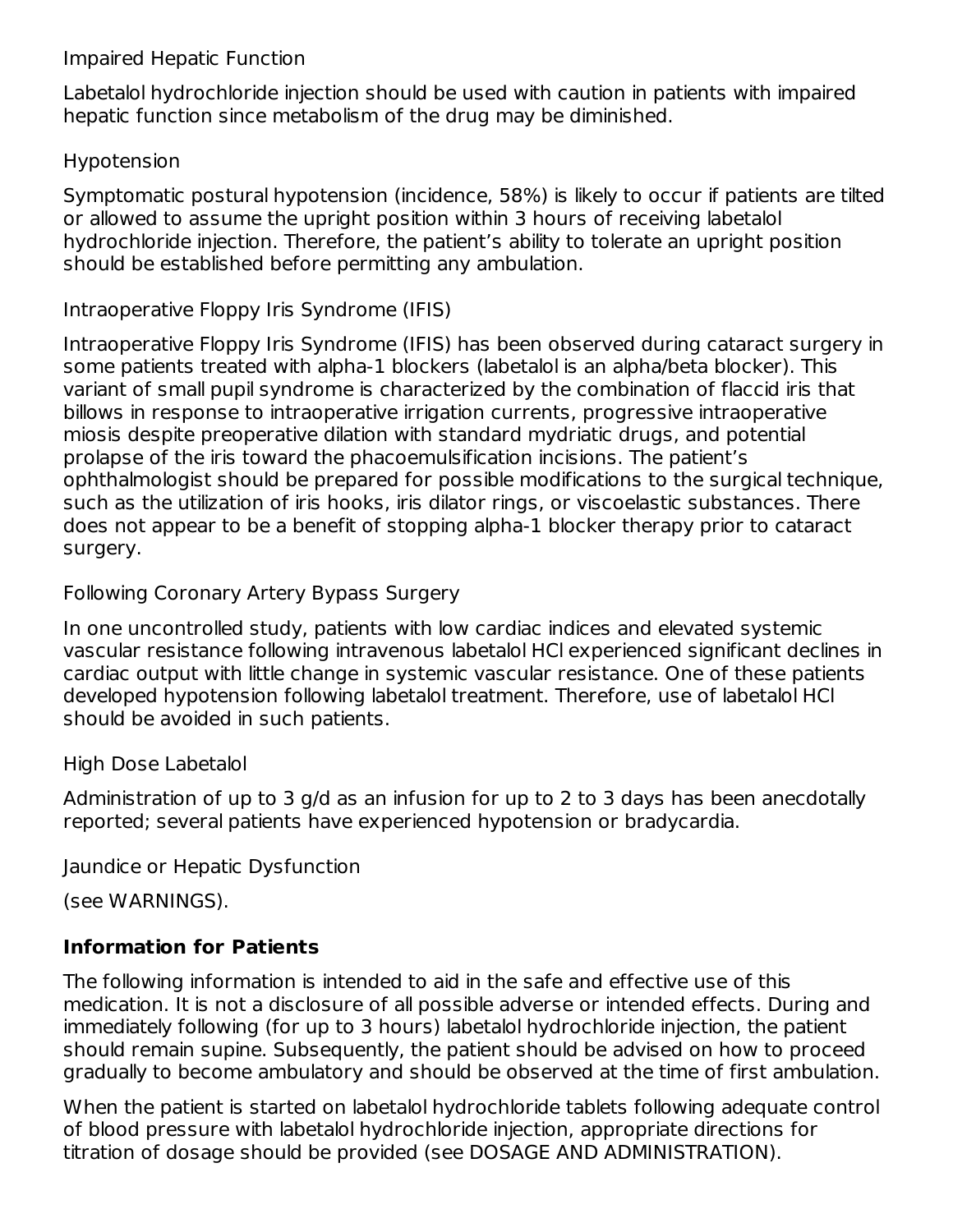Impaired Hepatic Function

Labetalol hydrochloride injection should be used with caution in patients with impaired hepatic function since metabolism of the drug may be diminished.

Hypotension

Symptomatic postural hypotension (incidence, 58%) is likely to occur if patients are tilted or allowed to assume the upright position within 3 hours of receiving labetalol hydrochloride injection. Therefore, the patient's ability to tolerate an upright position should be established before permitting any ambulation.

Intraoperative Floppy Iris Syndrome (IFIS)

Intraoperative Floppy Iris Syndrome (IFIS) has been observed during cataract surgery in some patients treated with alpha-1 blockers (labetalol is an alpha/beta blocker). This variant of small pupil syndrome is characterized by the combination of flaccid iris that billows in response to intraoperative irrigation currents, progressive intraoperative miosis despite preoperative dilation with standard mydriatic drugs, and potential prolapse of the iris toward the phacoemulsification incisions. The patient's ophthalmologist should be prepared for possible modifications to the surgical technique, such as the utilization of iris hooks, iris dilator rings, or viscoelastic substances. There does not appear to be a benefit of stopping alpha-1 blocker therapy prior to cataract surgery.

Following Coronary Artery Bypass Surgery

In one uncontrolled study, patients with low cardiac indices and elevated systemic vascular resistance following intravenous labetalol HCl experienced significant declines in cardiac output with little change in systemic vascular resistance. One of these patients developed hypotension following labetalol treatment. Therefore, use of labetalol HCl should be avoided in such patients.

High Dose Labetalol

Administration of up to 3 g/d as an infusion for up to 2 to 3 days has been anecdotally reported; several patients have experienced hypotension or bradycardia.

Jaundice or Hepatic Dysfunction

(see WARNINGS).

**Information for Patients**

The following information is intended to aid in the safe and effective use of this medication. It is not a disclosure of all possible adverse or intended effects. During and immediately following (for up to 3 hours) labetalol hydrochloride injection, the patient should remain supine. Subsequently, the patient should be advised on how to proceed gradually to become ambulatory and should be observed at the time of first ambulation.

When the patient is started on labetalol hydrochloride tablets following adequate control of blood pressure with labetalol hydrochloride injection, appropriate directions for titration of dosage should be provided (see DOSAGE AND ADMINISTRATION).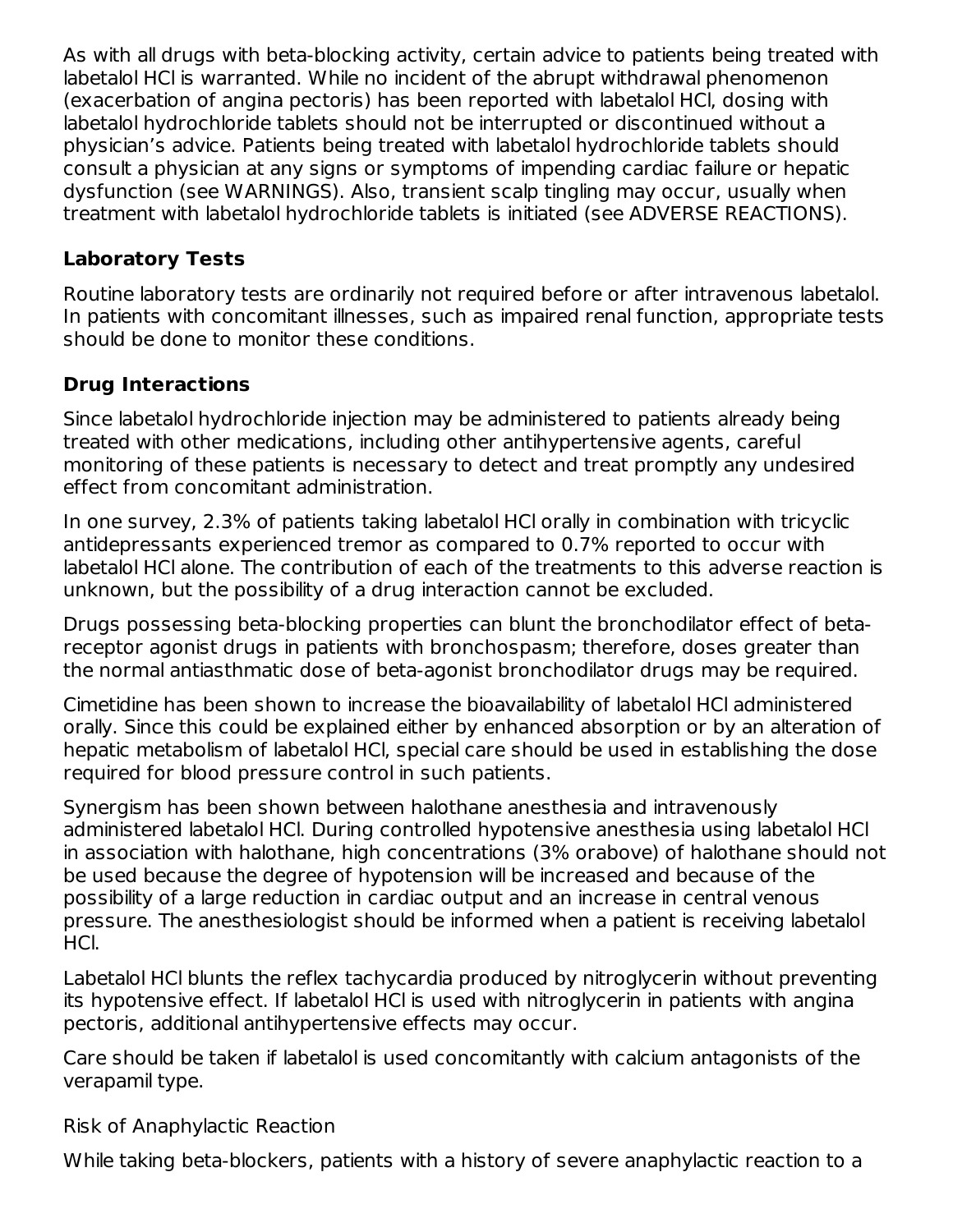As with all drugs with beta-blocking activity, certain advice to patients being treated with labetalol HCl is warranted. While no incident of the abrupt withdrawal phenomenon (exacerbation of angina pectoris) has been reported with labetalol HCl, dosing with labetalol hydrochloride tablets should not be interrupted or discontinued without a physician's advice. Patients being treated with labetalol hydrochloride tablets should consult a physician at any signs or symptoms of impending cardiac failure or hepatic dysfunction (see WARNINGS). Also, transient scalp tingling may occur, usually when treatment with labetalol hydrochloride tablets is initiated (see ADVERSE REACTIONS).

### Laboratory Tests

Routine laboratory tests are ordinarily not required before or after intravenous labetalol. In patients with concomitant illnesses, such as impaired renal function, appropriate tests should be done to monitor these conditions.

### Drug Interactions

Since labetalol hydrochloride injection may be administered to patients already being treated with other medications, including other antihypertensive agents, careful monitoring of these patients is necessary to detect and treat promptly any undesired effect from concomitant administration.

In one survey, 2.3% of patients taking labetalol HCl orally in combination with tricyclic antidepressants experienced tremor as compared to 0.7% reported to occur with labetalol HCl alone. The contribution of each of the treatments to this adverse reaction is unknown, but the possibility of a drug interaction cannot be excluded.

Drugs possessing beta-blocking properties can blunt the bronchodilator effect of beta-receptor agonist drugs in patients with bronchospasm; therefore, doses greater than the normal antiasthmatic dose of beta-agonist bronchodilator drugs may be required.

Cimetidine has been shown to increase the bioavailability of labetalol HCl administered orally. Since this could be explained either by enhanced absorption or by an alteration of hepatic metabolism of labetalol HCl, special care should be used in establishing the dose required for blood pressure control in such patients.

Synergism has been shown between halothane anesthesia and intravenously administered labetalol HCl. During controlled hypotensive anesthesia using labetalol HCl in association with halothane, high concentrations (3% orabove) of halothane should not be used because the degree of hypotension will be increased and because of the possibility of a large reduction in cardiac output and an increase in central venous pressure. The anesthesiologist should be informed when a patient is receiving labetalol HCl.

Labetalol HCl blunts the reflex tachycardia produced by nitroglycerin without preventing its hypotensive effect. If labetalol HCl is used with nitroglycerin in patients with angina pectoris, additional antihypertensive effects may occur.

Care should be taken if labetalol is used concomitantly with calcium antagonists of the verapamil type.

Risk of Anaphylactic Reaction

While taking beta-blockers, patients with a history of severe anaphylactic reaction to a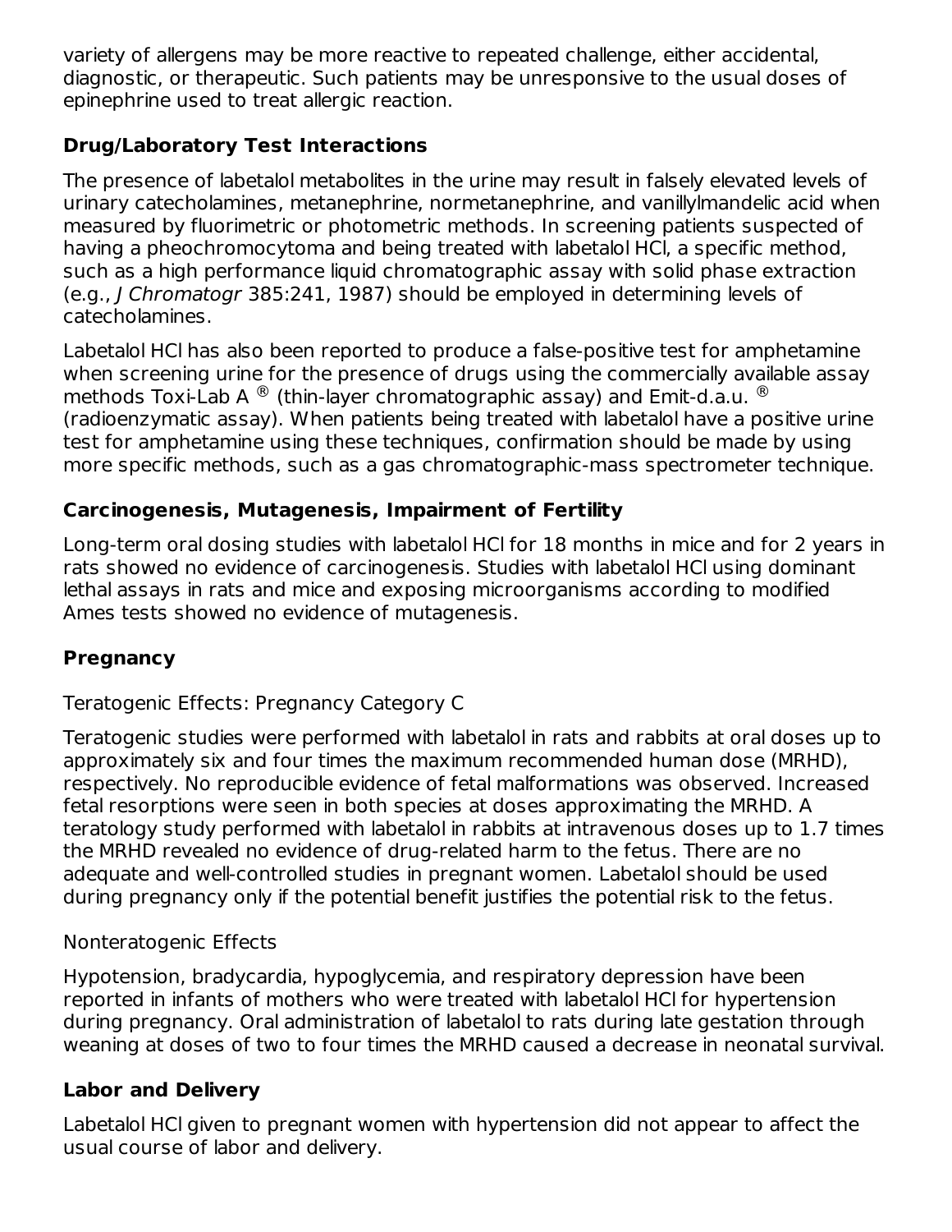variety of allergens may be more reactive to repeated challenge, either accidental, diagnostic, or therapeutic. Such patients may be unresponsive to the usual doses of epinephrine used to treat allergic reaction.

### Drug/Laboratory Test Interactions

The presence of labetalol metabolites in the urine may result in falsely elevated levels of urinary catecholamines, metanephrine, normetanephrine, and vanillylmandelic acid when measured by fluorimetric or photometric methods. In screening patients suspected of having a pheochromocytoma and being treated with labetalol HCl, a specific method, such as a high performance liquid chromatographic assay with solid phase extraction (e.g., *J Chromatogr* 385:241, 1987) should be employed in determining levels of catecholamines.

Labetalol HCl has also been reported to produce a false-positive test for amphetamine when screening urine for the presence of drugs using the commercially available assay methods Toxi-Lab A ® (thin-layer chromatographic assay) and Emit-d.a.u. ® (radioenzymatic assay). When patients being treated with labetalol have a positive urine test for amphetamine using these techniques, confirmation should be made by using more specific methods, such as a gas chromatographic-mass spectrometer technique.

### Carcinogenesis, Mutagenesis, Impairment of Fertility

Long-term oral dosing studies with labetalol HCl for 18 months in mice and for 2 years in rats showed no evidence of carcinogenesis. Studies with labetalol HCl using dominant lethal assays in rats and mice and exposing microorganisms according to modified Ames tests showed no evidence of mutagenesis.

### Pregnancy

Teratogenic Effects: Pregnancy Category C

Teratogenic studies were performed with labetalol in rats and rabbits at oral doses up to approximately six and four times the maximum recommended human dose (MRHD), respectively. No reproducible evidence of fetal malformations was observed. Increased fetal resorptions were seen in both species at doses approximating the MRHD. A teratology study performed with labetalol in rabbits at intravenous doses up to 1.7 times the MRHD revealed no evidence of drug-related harm to the fetus. There are no adequate and well-controlled studies in pregnant women. Labetalol should be used during pregnancy only if the potential benefit justifies the potential risk to the fetus.

Nonteratogenic Effects

Hypotension, bradycardia, hypoglycemia, and respiratory depression have been reported in infants of mothers who were treated with labetalol HCl for hypertension during pregnancy. Oral administration of labetalol to rats during late gestation through weaning at doses of two to four times the MRHD caused a decrease in neonatal survival.

### Labor and Delivery

Labetalol HCl given to pregnant women with hypertension did not appear to affect the usual course of labor and delivery.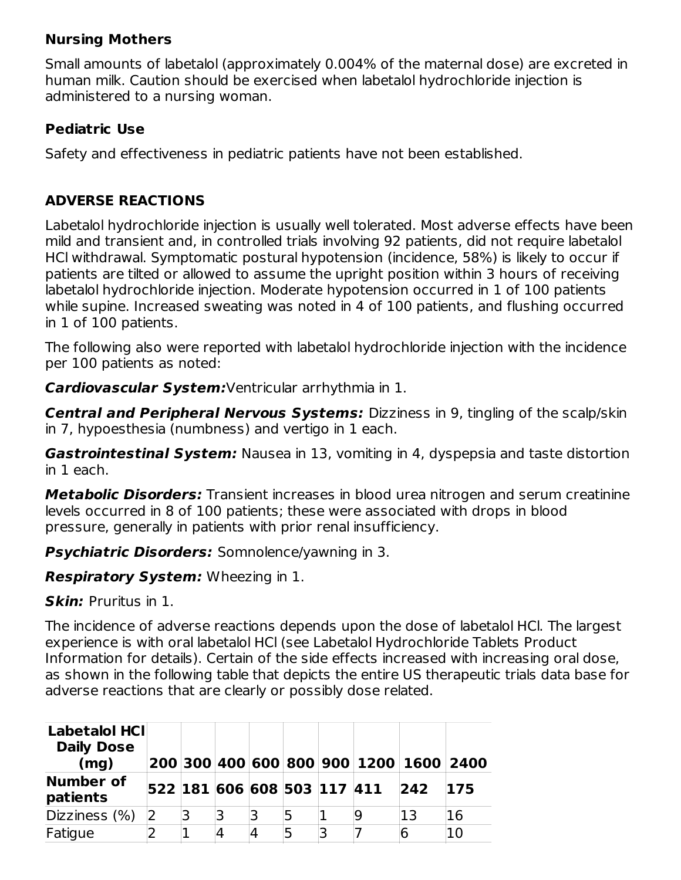**Nursing Mothers**

Small amounts of labetalol (approximately 0.004% of the maternal dose) are excreted in human milk. Caution should be exercised when labetalol hydrochloride injection is administered to a nursing woman.

**Pediatric Use**

Safety and effectiveness in pediatric patients have not been established.

## ADVERSE REACTIONS

Labetalol hydrochloride injection is usually well tolerated. Most adverse effects have been mild and transient and, in controlled trials involving 92 patients, did not require labetalol HCl withdrawal. Symptomatic postural hypotension (incidence, 58%) is likely to occur if patients are tilted or allowed to assume the upright position within 3 hours of receiving labetalol hydrochloride injection. Moderate hypotension occurred in 1 of 100 patients while supine. Increased sweating was noted in 4 of 100 patients, and flushing occurred in 1 of 100 patients.

The following also were reported with labetalol hydrochloride injection with the incidence per 100 patients as noted:

***Cardiovascular System:*** Ventricular arrhythmia in 1.

***Central and Peripheral Nervous Systems:*** Dizziness in 9, tingling of the scalp/skin in 7, hypoesthesia (numbness) and vertigo in 1 each.

***Gastrointestinal System:*** Nausea in 13, vomiting in 4, dyspepsia and taste distortion in 1 each.

***Metabolic Disorders:*** Transient increases in blood urea nitrogen and serum creatinine levels occurred in 8 of 100 patients; these were associated with drops in blood pressure, generally in patients with prior renal insufficiency.

***Psychiatric Disorders:*** Somnolence/yawning in 3.

***Respiratory System:*** Wheezing in 1.

***Skin:*** Pruritus in 1.

The incidence of adverse reactions depends upon the dose of labetalol HCl. The largest experience is with oral labetalol HCl (see Labetalol Hydrochloride Tablets Product Information for details). Certain of the side effects increased with increasing oral dose, as shown in the following table that depicts the entire US therapeutic trials data base for adverse reactions that are clearly or possibly dose related.

| Labetalol HCl Daily Dose (mg) | 200 | 300 | 400 | 600 | 800 | 900 | 1200 | 1600 | 2400 |
|---|---|---|---|---|---|---|---|---|---|
| **Number of patients** | **522** | **181** | **606** | **608** | **503** | **117** | **411** | **242** | **175** |
| Dizziness (%) | 2 | 3 | 3 | 3 | 5 | 1 | 9 | 13 | 16 |
| Fatigue | 2 | 1 | 4 | 4 | 5 | 3 | 7 | 6 | 10 |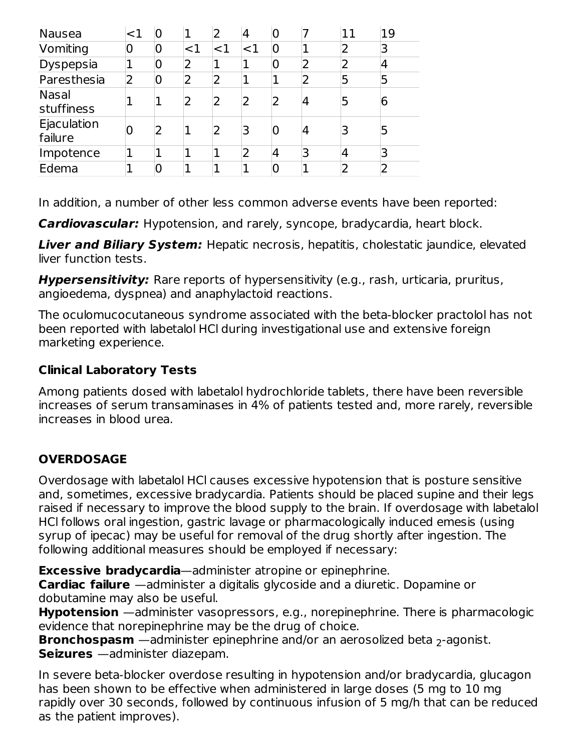| | | | | | | | | | |
|---|---|---|---|---|---|---|---|---|---|
| Nausea | <1 | 0 | 1 | 2 | 4 | 0 | 7 | 11 | 19 |
| Vomiting | 0 | 0 | <1 | <1 | <1 | 0 | 1 | 2 | 3 |
| Dyspepsia | 1 | 0 | 2 | 1 | 1 | 0 | 2 | 2 | 4 |
| Paresthesia | 2 | 0 | 2 | 2 | 1 | 1 | 2 | 5 | 5 |
| Nasal stuffiness | 1 | 1 | 2 | 2 | 2 | 2 | 4 | 5 | 6 |
| Ejaculation failure | 0 | 2 | 1 | 2 | 3 | 0 | 4 | 3 | 5 |
| Impotence | 1 | 1 | 1 | 1 | 2 | 4 | 3 | 4 | 3 |
| Edema | 1 | 0 | 1 | 1 | 1 | 0 | 1 | 2 | 2 |

In addition, a number of other less common adverse events have been reported:

***Cardiovascular:*** Hypotension, and rarely, syncope, bradycardia, heart block.

***Liver and Biliary System:*** Hepatic necrosis, hepatitis, cholestatic jaundice, elevated liver function tests.

***Hypersensitivity:*** Rare reports of hypersensitivity (e.g., rash, urticaria, pruritus, angioedema, dyspnea) and anaphylactoid reactions.

The oculomucocutaneous syndrome associated with the beta-blocker practolol has not been reported with labetalol HCl during investigational use and extensive foreign marketing experience.

**Clinical Laboratory Tests**

Among patients dosed with labetalol hydrochloride tablets, there have been reversible increases of serum transaminases in 4% of patients tested and, more rarely, reversible increases in blood urea.

## OVERDOSAGE

Overdosage with labetalol HCl causes excessive hypotension that is posture sensitive and, sometimes, excessive bradycardia. Patients should be placed supine and their legs raised if necessary to improve the blood supply to the brain. If overdosage with labetalol HCl follows oral ingestion, gastric lavage or pharmacologically induced emesis (using syrup of ipecac) may be useful for removal of the drug shortly after ingestion. The following additional measures should be employed if necessary:

**Excessive bradycardia**—administer atropine or epinephrine.
**Cardiac failure** —administer a digitalis glycoside and a diuretic. Dopamine or dobutamine may also be useful.
**Hypotension** —administer vasopressors, e.g., norepinephrine. There is pharmacologic evidence that norepinephrine may be the drug of choice.
**Bronchospasm** —administer epinephrine and/or an aerosolized beta $_2$-agonist.
**Seizures** —administer diazepam.

In severe beta-blocker overdose resulting in hypotension and/or bradycardia, glucagon has been shown to be effective when administered in large doses (5 mg to 10 mg rapidly over 30 seconds, followed by continuous infusion of 5 mg/h that can be reduced as the patient improves).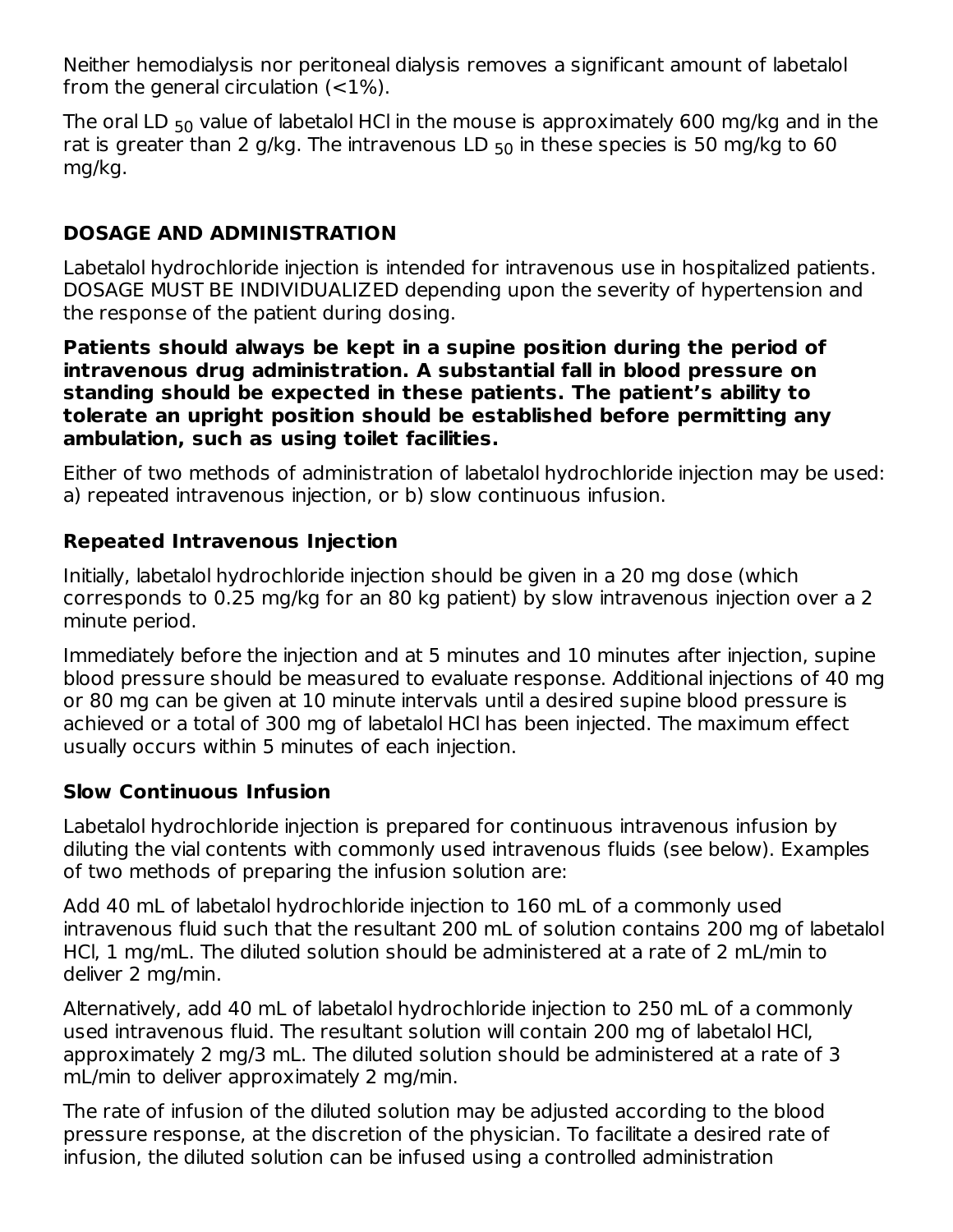Neither hemodialysis nor peritoneal dialysis removes a significant amount of labetalol from the general circulation (<1%).

The oral LD $_{50}$ value of labetalol HCl in the mouse is approximately 600 mg/kg and in the rat is greater than 2 g/kg. The intravenous LD $_{50}$ in these species is 50 mg/kg to 60 mg/kg.

## DOSAGE AND ADMINISTRATION

Labetalol hydrochloride injection is intended for intravenous use in hospitalized patients. DOSAGE MUST BE INDIVIDUALIZED depending upon the severity of hypertension and the response of the patient during dosing.

**Patients should always be kept in a supine position during the period of intravenous drug administration. A substantial fall in blood pressure on standing should be expected in these patients. The patient's ability to tolerate an upright position should be established before permitting any ambulation, such as using toilet facilities.**

Either of two methods of administration of labetalol hydrochloride injection may be used: a) repeated intravenous injection, or b) slow continuous infusion.

### Repeated Intravenous Injection

Initially, labetalol hydrochloride injection should be given in a 20 mg dose (which corresponds to 0.25 mg/kg for an 80 kg patient) by slow intravenous injection over a 2 minute period.

Immediately before the injection and at 5 minutes and 10 minutes after injection, supine blood pressure should be measured to evaluate response. Additional injections of 40 mg or 80 mg can be given at 10 minute intervals until a desired supine blood pressure is achieved or a total of 300 mg of labetalol HCl has been injected. The maximum effect usually occurs within 5 minutes of each injection.

### Slow Continuous Infusion

Labetalol hydrochloride injection is prepared for continuous intravenous infusion by diluting the vial contents with commonly used intravenous fluids (see below). Examples of two methods of preparing the infusion solution are:

Add 40 mL of labetalol hydrochloride injection to 160 mL of a commonly used intravenous fluid such that the resultant 200 mL of solution contains 200 mg of labetalol HCl, 1 mg/mL. The diluted solution should be administered at a rate of 2 mL/min to deliver 2 mg/min.

Alternatively, add 40 mL of labetalol hydrochloride injection to 250 mL of a commonly used intravenous fluid. The resultant solution will contain 200 mg of labetalol HCl, approximately 2 mg/3 mL. The diluted solution should be administered at a rate of 3 mL/min to deliver approximately 2 mg/min.

The rate of infusion of the diluted solution may be adjusted according to the blood pressure response, at the discretion of the physician. To facilitate a desired rate of infusion, the diluted solution can be infused using a controlled administration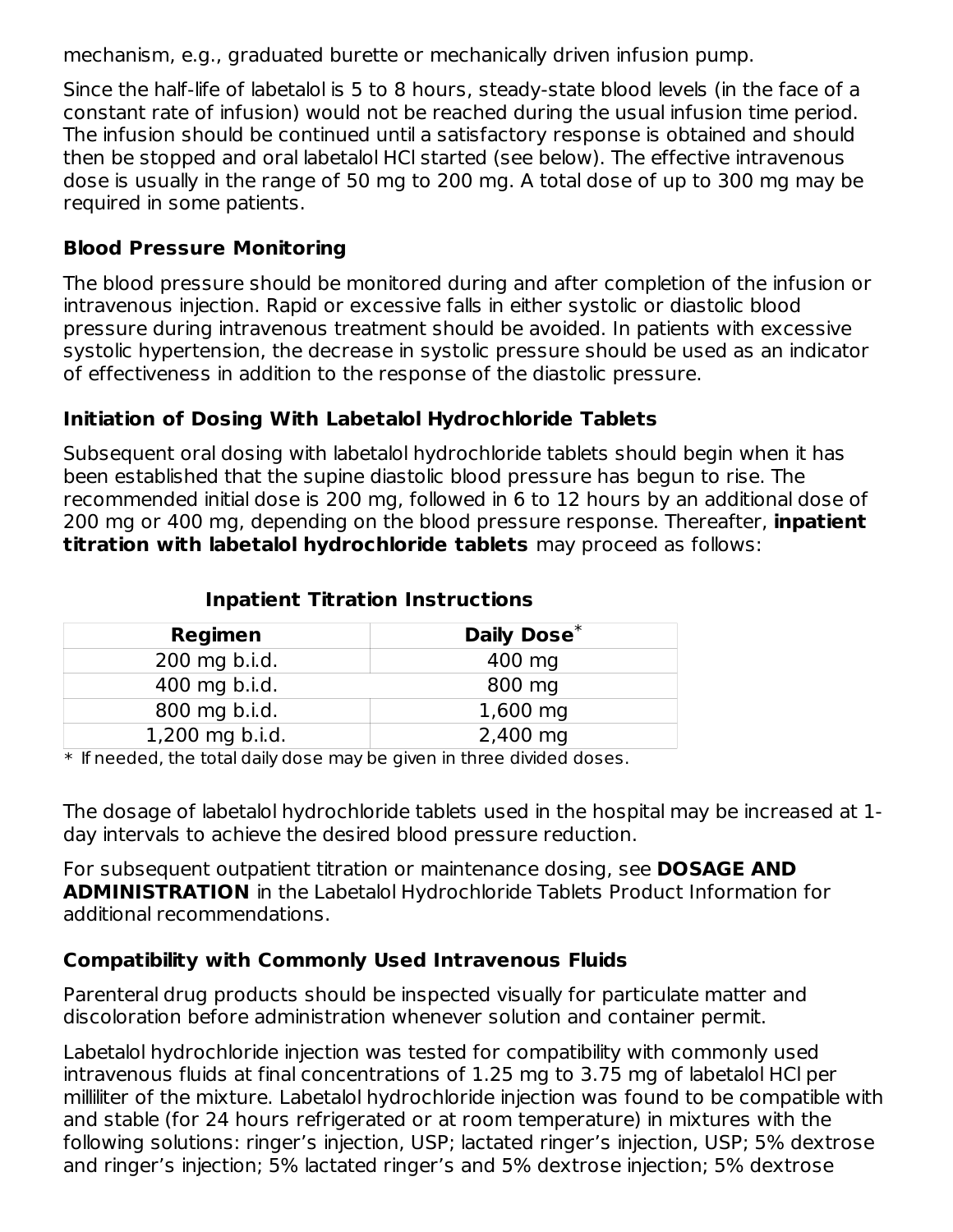mechanism, e.g., graduated burette or mechanically driven infusion pump.

Since the half-life of labetalol is 5 to 8 hours, steady-state blood levels (in the face of a constant rate of infusion) would not be reached during the usual infusion time period. The infusion should be continued until a satisfactory response is obtained and should then be stopped and oral labetalol HCl started (see below). The effective intravenous dose is usually in the range of 50 mg to 200 mg. A total dose of up to 300 mg may be required in some patients.

### Blood Pressure Monitoring

The blood pressure should be monitored during and after completion of the infusion or intravenous injection. Rapid or excessive falls in either systolic or diastolic blood pressure during intravenous treatment should be avoided. In patients with excessive systolic hypertension, the decrease in systolic pressure should be used as an indicator of effectiveness in addition to the response of the diastolic pressure.

### Initiation of Dosing With Labetalol Hydrochloride Tablets

Subsequent oral dosing with labetalol hydrochloride tablets should begin when it has been established that the supine diastolic blood pressure has begun to rise. The recommended initial dose is 200 mg, followed in 6 to 12 hours by an additional dose of 200 mg or 400 mg, depending on the blood pressure response. Thereafter, **inpatient titration with labetalol hydrochloride tablets** may proceed as follows:

**Inpatient Titration Instructions**

| Regimen | Daily Dose* |
|---|---|
| 200 mg b.i.d. | 400 mg |
| 400 mg b.i.d. | 800 mg |
| 800 mg b.i.d. | 1,600 mg |
| 1,200 mg b.i.d. | 2,400 mg |

* If needed, the total daily dose may be given in three divided doses.

The dosage of labetalol hydrochloride tablets used in the hospital may be increased at 1-day intervals to achieve the desired blood pressure reduction.

For subsequent outpatient titration or maintenance dosing, see **DOSAGE AND ADMINISTRATION** in the Labetalol Hydrochloride Tablets Product Information for additional recommendations.

### Compatibility with Commonly Used Intravenous Fluids

Parenteral drug products should be inspected visually for particulate matter and discoloration before administration whenever solution and container permit.

Labetalol hydrochloride injection was tested for compatibility with commonly used intravenous fluids at final concentrations of 1.25 mg to 3.75 mg of labetalol HCl per milliliter of the mixture. Labetalol hydrochloride injection was found to be compatible with and stable (for 24 hours refrigerated or at room temperature) in mixtures with the following solutions: ringer's injection, USP; lactated ringer's injection, USP; 5% dextrose and ringer's injection; 5% lactated ringer's and 5% dextrose injection; 5% dextrose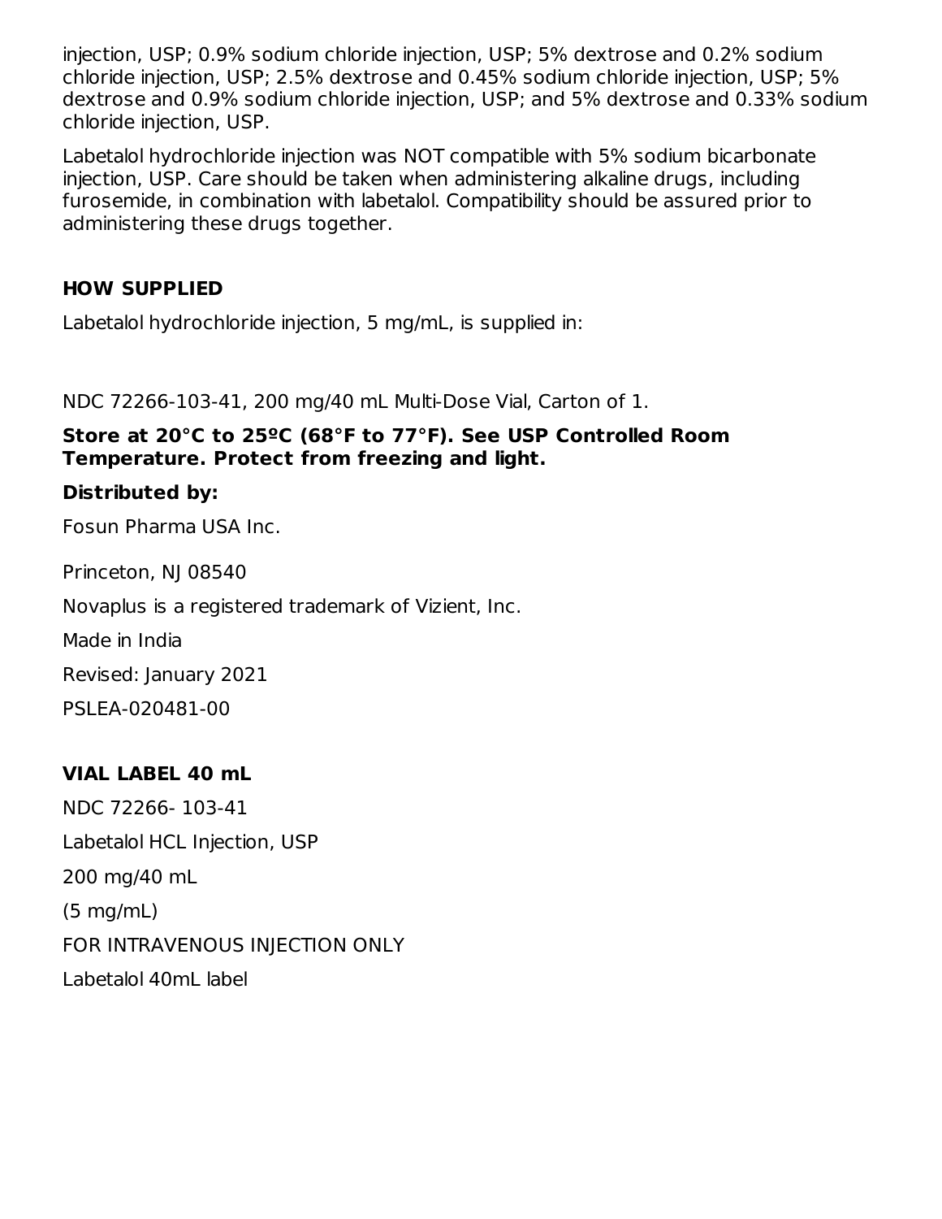injection, USP; 0.9% sodium chloride injection, USP; 5% dextrose and 0.2% sodium chloride injection, USP; 2.5% dextrose and 0.45% sodium chloride injection, USP; 5% dextrose and 0.9% sodium chloride injection, USP; and 5% dextrose and 0.33% sodium chloride injection, USP.

Labetalol hydrochloride injection was NOT compatible with 5% sodium bicarbonate injection, USP. Care should be taken when administering alkaline drugs, including furosemide, in combination with labetalol. Compatibility should be assured prior to administering these drugs together.

## HOW SUPPLIED

Labetalol hydrochloride injection, 5 mg/mL, is supplied in:

NDC 72266-103-41, 200 mg/40 mL Multi-Dose Vial, Carton of 1.

**Store at 20°C to 25ºC (68°F to 77°F). See USP Controlled Room Temperature. Protect from freezing and light.**

**Distributed by:**

Fosun Pharma USA Inc.

Princeton, NJ 08540

Novaplus is a registered trademark of Vizient, Inc.

Made in India

Revised: January 2021

PSLEA-020481-00

## VIAL LABEL 40 mL

NDC 72266- 103-41

Labetalol HCL Injection, USP

200 mg/40 mL

(5 mg/mL)

FOR INTRAVENOUS INJECTION ONLY

Labetalol 40mL label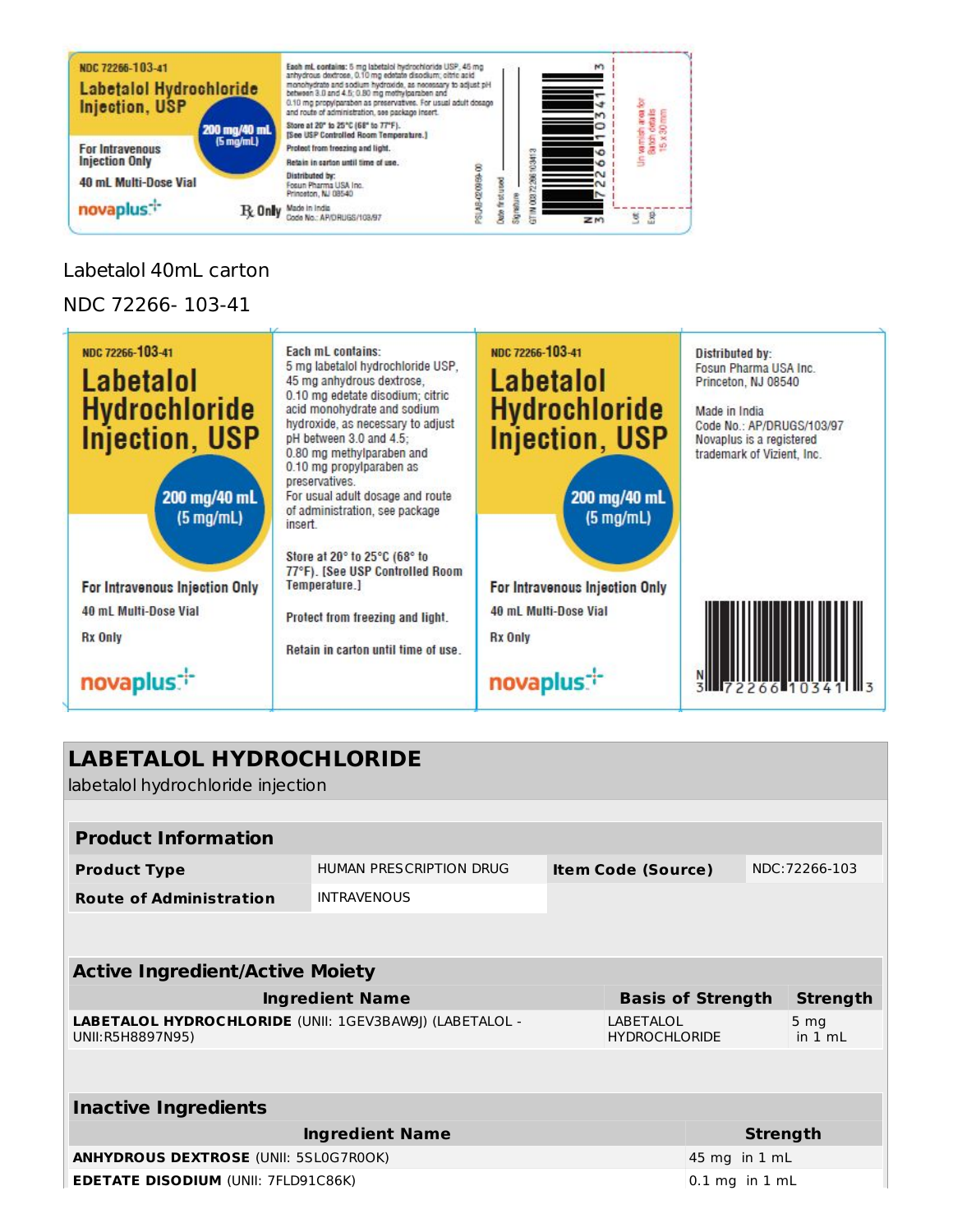NDC 72266-103-41

**Labetalol Hydrochloride Injection, USP**

200 mg/40 mL (5 mg/mL)

For Intravenous Injection Only

40 mL Multi-Dose Vial

novaplus

℞ Only

Each mL contains: 5 mg labetalol hydrochloride USP, 45 mg anhydrous dextrose, 0.10 mg edetate disodium; citric acid monohydrate and sodium hydroxide, as necessary to adjust pH between 3.0 and 4.5; 0.80 mg methylparaben and 0.10 mg propylparaben as preservatives. For usual adult dosage and route of administration, see package insert.

Store at 20° to 25°C (68° to 77°F). [See USP Controlled Room Temperature.]

Protect from freezing and light.

Retain in carton until time of use.

Distributed by: Fosun Pharma USA Inc. Princeton, NJ 08540

Made in India

Code No.: AP/DRUGS/103/97

PSLAB-020059-00

Date first used

Signature

GTIN 00372266103413

N 3 72266 10341 3

Lot

Exp

Un varnish area for Batch details 15 x 30 mm

Labetalol 40mL carton

NDC 72266- 103-41

NDC 72266-103-41

**Labetalol Hydrochloride Injection, USP**

200 mg/40 mL (5 mg/mL)

For Intravenous Injection Only

40 mL Multi-Dose Vial

Rx Only

novaplus

Each mL contains:
5 mg labetalol hydrochloride USP, 45 mg anhydrous dextrose, 0.10 mg edetate disodium; citric acid monohydrate and sodium hydroxide, as necessary to adjust pH between 3.0 and 4.5; 0.80 mg methylparaben and 0.10 mg propylparaben as preservatives.
For usual adult dosage and route of administration, see package insert.

Store at 20° to 25°C (68° to 77°F). [See USP Controlled Room Temperature.]

Protect from freezing and light.

Retain in carton until time of use.

NDC 72266-103-41

**Labetalol Hydrochloride Injection, USP**

200 mg/40 mL (5 mg/mL)

For Intravenous Injection Only

40 mL Multi-Dose Vial

Rx Only

novaplus

Distributed by:
Fosun Pharma USA Inc.
Princeton, NJ 08540

Made in India
Code No.: AP/DRUGS/103/97
Novaplus is a registered trademark of Vizient, Inc.

N 3 72266 10341 3

## LABETALOL HYDROCHLORIDE

labetalol hydrochloride injection

| **Product Information** | | | |
|---|---|---|---|
| **Product Type** | HUMAN PRESCRIPTION DRUG | **Item Code (Source)** | NDC:72266-103 |
| **Route of Administration** | INTRAVENOUS | | |

| **Active Ingredient/Active Moiety** | | |
|---|---|---|
| **Ingredient Name** | **Basis of Strength** | **Strength** |
| **LABETALOL HYDROCHLORIDE** (UNII: 1GEV3BAW9J) (LABETALOL - UNII:R5H8897N95) | LABETALOL HYDROCHLORIDE | 5 mg in 1 mL |

| **Inactive Ingredients** | |
|---|---|
| **Ingredient Name** | **Strength** |
| **ANHYDROUS DEXTROSE** (UNII: 5SL0G7R0OK) | 45 mg in 1 mL |
| **EDETATE DISODIUM** (UNII: 7FLD91C86K) | 0.1 mg in 1 mL |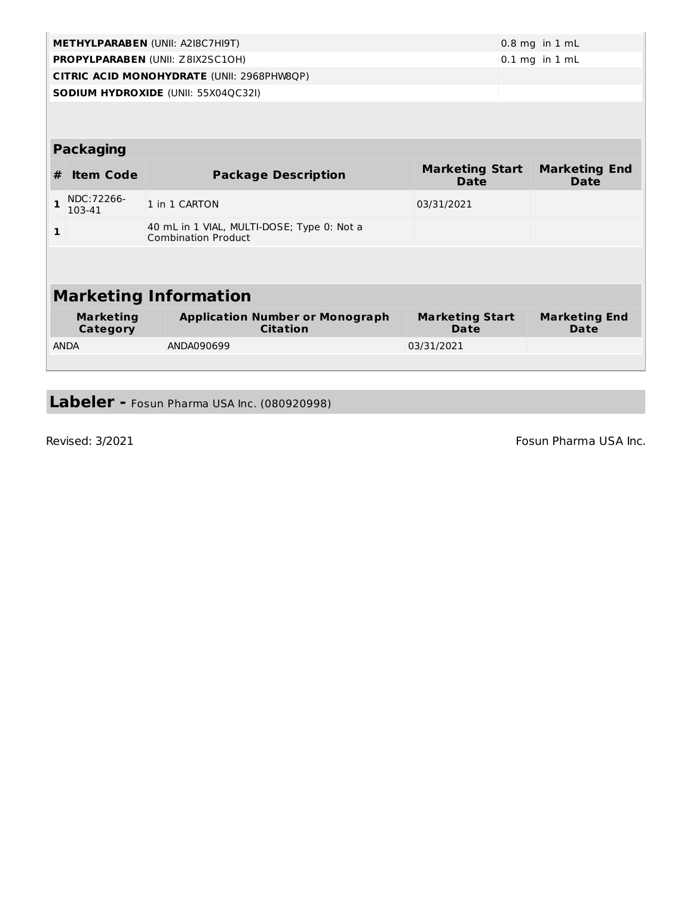| | |
|---|---|
| **METHYLPARABEN** (UNII: A2I8C7HI9T) | 0.8 mg in 1 mL |
| **PROPYLPARABEN** (UNII: Z8IX2SC1OH) | 0.1 mg in 1 mL |
| **CITRIC ACID MONOHYDRATE** (UNII: 2968PHW8QP) | |
| **SODIUM HYDROXIDE** (UNII: 55X04QC32I) | |

### Packaging

| # | Item Code | Package Description | Marketing Start Date | Marketing End Date |
|---|---|---|---|---|
| 1 | NDC:72266-103-41 | 1 in 1 CARTON | 03/31/2021 | |
| 1 | | 40 mL in 1 VIAL, MULTI-DOSE; Type 0: Not a Combination Product | | |

## Marketing Information

| Marketing Category | Application Number or Monograph Citation | Marketing Start Date | Marketing End Date |
|---|---|---|---|
| ANDA | ANDA090699 | 03/31/2021 | |

## Labeler - Fosun Pharma USA Inc. (080920998)

Revised: 3/2021

Fosun Pharma USA Inc.